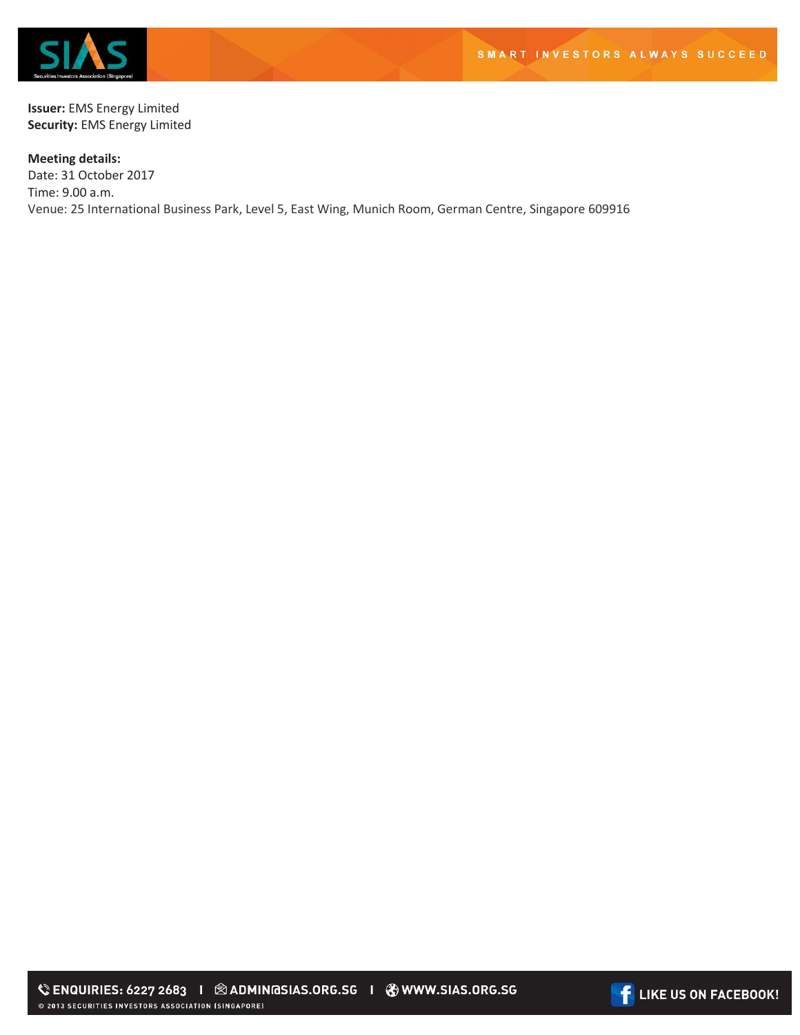**Issuer:** EMS Energy Limited
**Security:** EMS Energy Limited

**Meeting details:**
Date: 31 October 2017
Time: 9.00 a.m.
Venue: 25 International Business Park, Level 5, East Wing, Munich Room, German Centre, Singapore 609916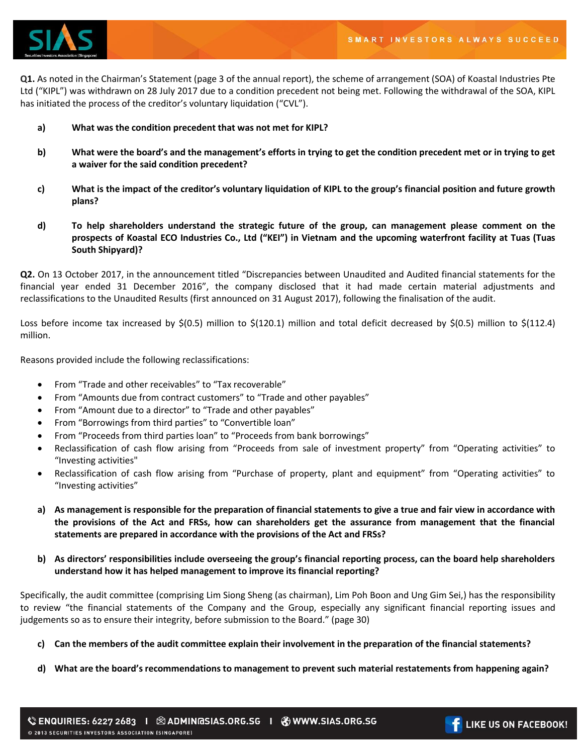**Q1.** As noted in the Chairman's Statement (page 3 of the annual report), the scheme of arrangement (SOA) of Koastal Industries Pte Ltd ("KIPL") was withdrawn on 28 July 2017 due to a condition precedent not being met. Following the withdrawal of the SOA, KIPL has initiated the process of the creditor's voluntary liquidation ("CVL").

- **a) What was the condition precedent that was not met for KIPL?**

- **b) What were the board's and the management's efforts in trying to get the condition precedent met or in trying to get a waiver for the said condition precedent?**

- **c) What is the impact of the creditor's voluntary liquidation of KIPL to the group's financial position and future growth plans?**

- **d) To help shareholders understand the strategic future of the group, can management please comment on the prospects of Koastal ECO Industries Co., Ltd ("KEI") in Vietnam and the upcoming waterfront facility at Tuas (Tuas South Shipyard)?**

**Q2.** On 13 October 2017, in the announcement titled "Discrepancies between Unaudited and Audited financial statements for the financial year ended 31 December 2016", the company disclosed that it had made certain material adjustments and reclassifications to the Unaudited Results (first announced on 31 August 2017), following the finalisation of the audit.

Loss before income tax increased by $(0.5) million to $(120.1) million and total deficit decreased by $(0.5) million to $(112.4) million.

Reasons provided include the following reclassifications:

- From "Trade and other receivables" to "Tax recoverable"
- From "Amounts due from contract customers" to "Trade and other payables"
- From "Amount due to a director" to "Trade and other payables"
- From "Borrowings from third parties" to "Convertible loan"
- From "Proceeds from third parties loan" to "Proceeds from bank borrowings"
- Reclassification of cash flow arising from "Proceeds from sale of investment property" from "Operating activities" to "Investing activities"
- Reclassification of cash flow arising from "Purchase of property, plant and equipment" from "Operating activities" to "Investing activities"

- **a) As management is responsible for the preparation of financial statements to give a true and fair view in accordance with the provisions of the Act and FRSs, how can shareholders get the assurance from management that the financial statements are prepared in accordance with the provisions of the Act and FRSs?**

- **b) As directors' responsibilities include overseeing the group's financial reporting process, can the board help shareholders understand how it has helped management to improve its financial reporting?**

Specifically, the audit committee (comprising Lim Siong Sheng (as chairman), Lim Poh Boon and Ung Gim Sei,) has the responsibility to review "the financial statements of the Company and the Group, especially any significant financial reporting issues and judgements so as to ensure their integrity, before submission to the Board." (page 30)

- **c) Can the members of the audit committee explain their involvement in the preparation of the financial statements?**

- **d) What are the board's recommendations to management to prevent such material restatements from happening again?**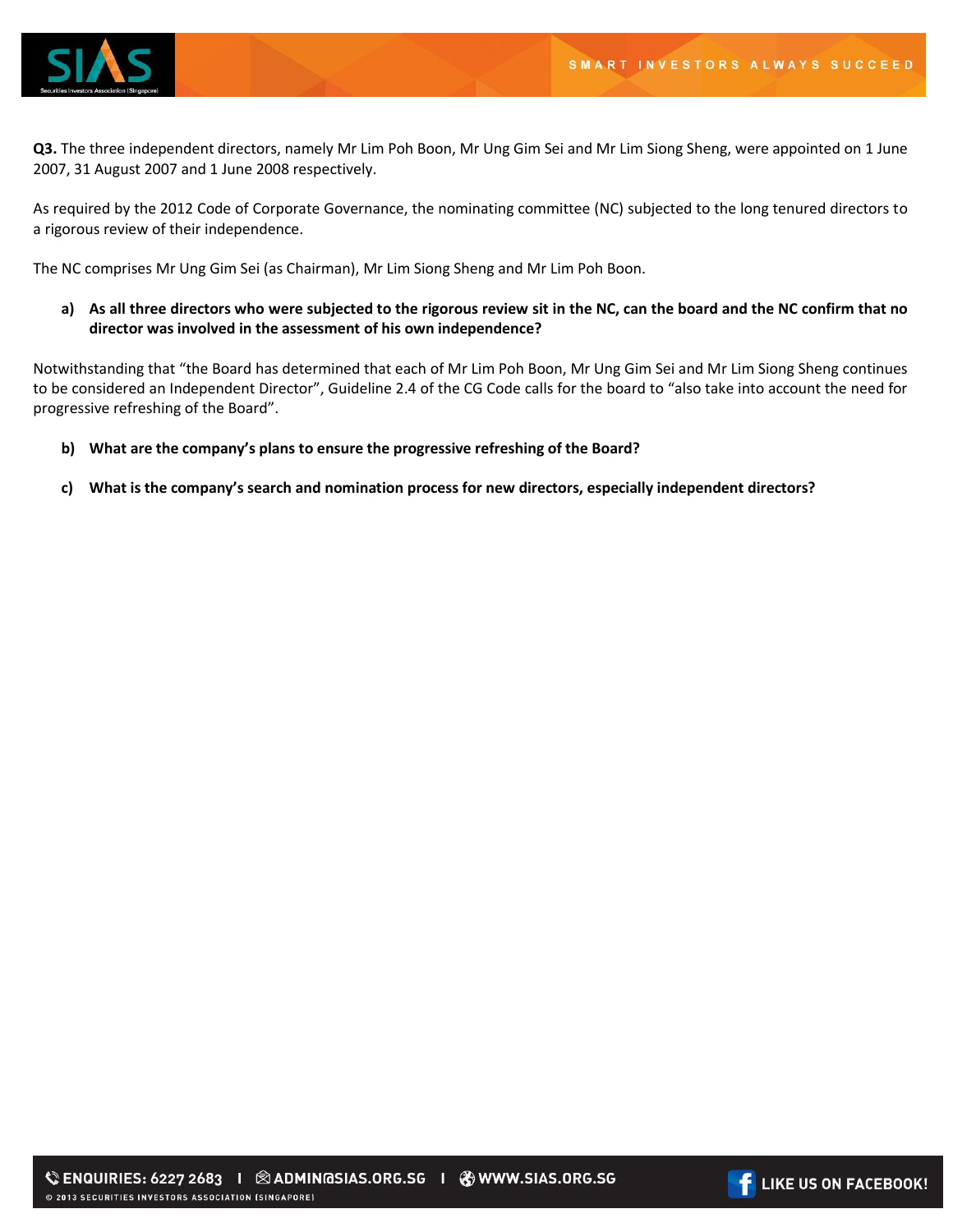**Q3.** The three independent directors, namely Mr Lim Poh Boon, Mr Ung Gim Sei and Mr Lim Siong Sheng, were appointed on 1 June 2007, 31 August 2007 and 1 June 2008 respectively.

As required by the 2012 Code of Corporate Governance, the nominating committee (NC) subjected to the long tenured directors to a rigorous review of their independence.

The NC comprises Mr Ung Gim Sei (as Chairman), Mr Lim Siong Sheng and Mr Lim Poh Boon.

a) **As all three directors who were subjected to the rigorous review sit in the NC, can the board and the NC confirm that no director was involved in the assessment of his own independence?**

Notwithstanding that "the Board has determined that each of Mr Lim Poh Boon, Mr Ung Gim Sei and Mr Lim Siong Sheng continues to be considered an Independent Director", Guideline 2.4 of the CG Code calls for the board to "also take into account the need for progressive refreshing of the Board".

b) **What are the company's plans to ensure the progressive refreshing of the Board?**

c) **What is the company's search and nomination process for new directors, especially independent directors?**